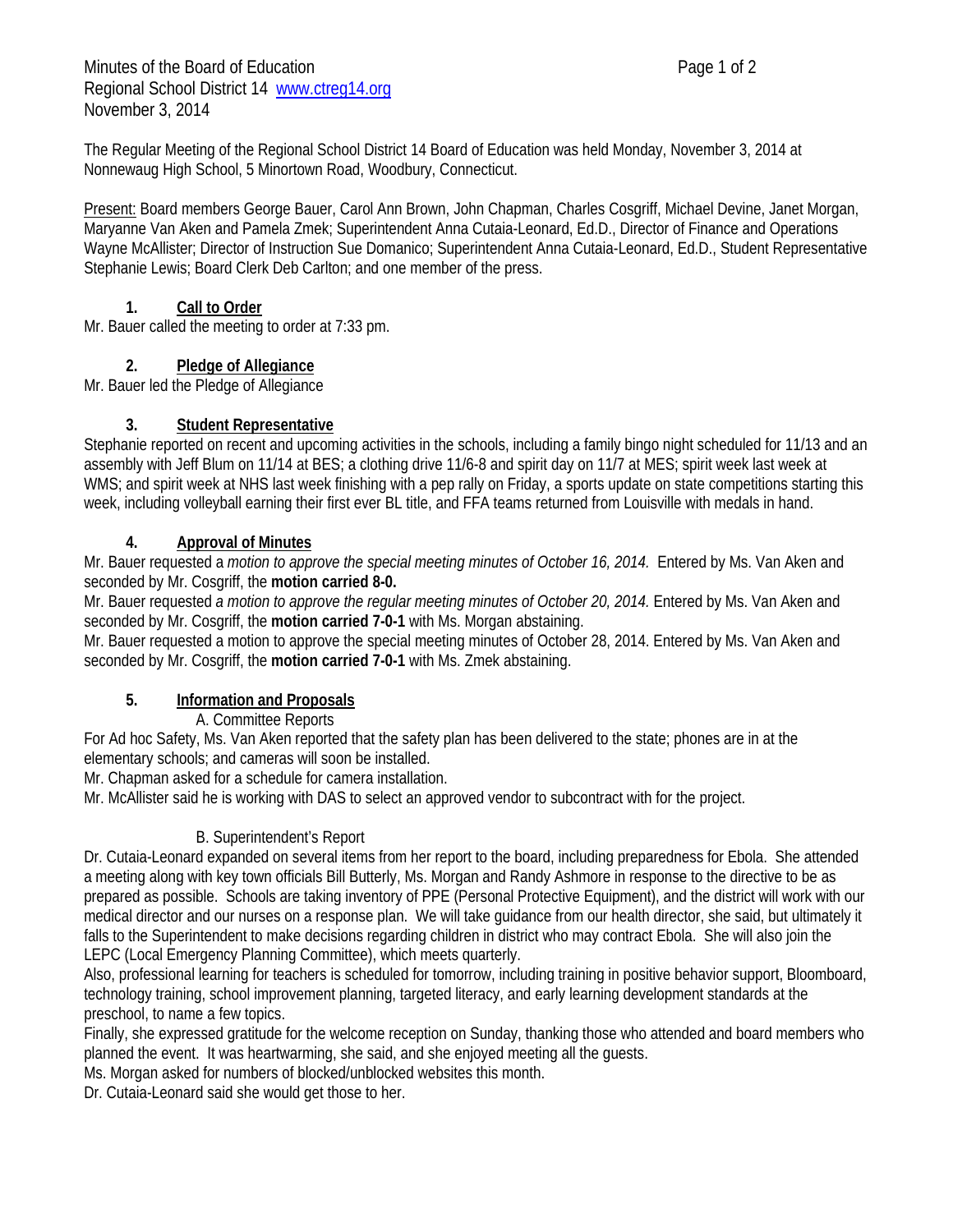Minutes of the Board of Education
Regional School District 14 www.ctreg14.org
November 3, 2014

The Regular Meeting of the Regional School District 14 Board of Education was held Monday, November 3, 2014 at Nonnewaug High School, 5 Minortown Road, Woodbury, Connecticut.

Present: Board members George Bauer, Carol Ann Brown, John Chapman, Charles Cosgriff, Michael Devine, Janet Morgan, Maryanne Van Aken and Pamela Zmek; Superintendent Anna Cutaia-Leonard, Ed.D., Director of Finance and Operations Wayne McAllister; Director of Instruction Sue Domanico; Superintendent Anna Cutaia-Leonard, Ed.D., Student Representative Stephanie Lewis; Board Clerk Deb Carlton; and one member of the press.

## 1. Call to Order

Mr. Bauer called the meeting to order at 7:33 pm.

## 2. Pledge of Allegiance

Mr. Bauer led the Pledge of Allegiance

## 3. Student Representative

Stephanie reported on recent and upcoming activities in the schools, including a family bingo night scheduled for 11/13 and an assembly with Jeff Blum on 11/14 at BES; a clothing drive 11/6-8 and spirit day on 11/7 at MES; spirit week last week at WMS; and spirit week at NHS last week finishing with a pep rally on Friday, a sports update on state competitions starting this week, including volleyball earning their first ever BL title, and FFA teams returned from Louisville with medals in hand.

## 4. Approval of Minutes

Mr. Bauer requested a *motion to approve the special meeting minutes of October 16, 2014.* Entered by Ms. Van Aken and seconded by Mr. Cosgriff, the **motion carried 8-0.**

Mr. Bauer requested *a motion to approve the regular meeting minutes of October 20, 2014.* Entered by Ms. Van Aken and seconded by Mr. Cosgriff, the **motion carried 7-0-1** with Ms. Morgan abstaining.

Mr. Bauer requested a motion to approve the special meeting minutes of October 28, 2014. Entered by Ms. Van Aken and seconded by Mr. Cosgriff, the **motion carried 7-0-1** with Ms. Zmek abstaining.

## 5. Information and Proposals

A. Committee Reports

For Ad hoc Safety, Ms. Van Aken reported that the safety plan has been delivered to the state; phones are in at the elementary schools; and cameras will soon be installed.

Mr. Chapman asked for a schedule for camera installation.

Mr. McAllister said he is working with DAS to select an approved vendor to subcontract with for the project.

B. Superintendent's Report

Dr. Cutaia-Leonard expanded on several items from her report to the board, including preparedness for Ebola. She attended a meeting along with key town officials Bill Butterly, Ms. Morgan and Randy Ashmore in response to the directive to be as prepared as possible. Schools are taking inventory of PPE (Personal Protective Equipment), and the district will work with our medical director and our nurses on a response plan. We will take guidance from our health director, she said, but ultimately it falls to the Superintendent to make decisions regarding children in district who may contract Ebola. She will also join the LEPC (Local Emergency Planning Committee), which meets quarterly.

Also, professional learning for teachers is scheduled for tomorrow, including training in positive behavior support, Bloomboard, technology training, school improvement planning, targeted literacy, and early learning development standards at the preschool, to name a few topics.

Finally, she expressed gratitude for the welcome reception on Sunday, thanking those who attended and board members who planned the event. It was heartwarming, she said, and she enjoyed meeting all the guests.

Ms. Morgan asked for numbers of blocked/unblocked websites this month.

Dr. Cutaia-Leonard said she would get those to her.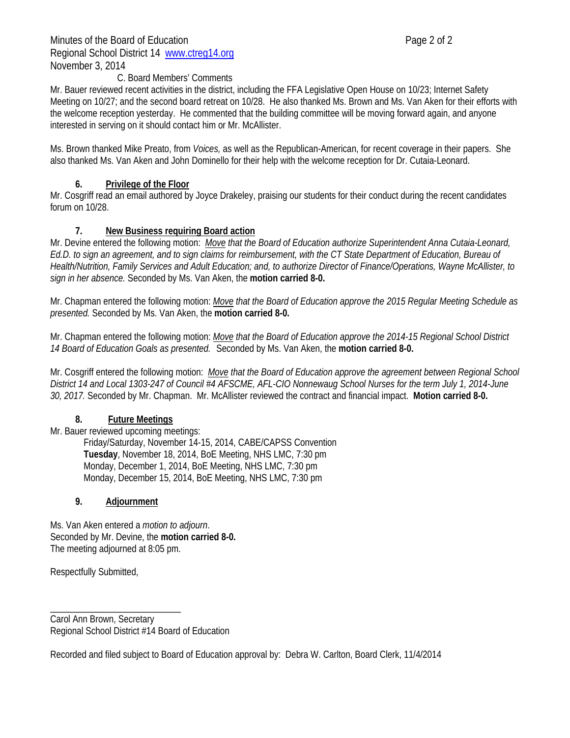C. Board Members' Comments

Mr. Bauer reviewed recent activities in the district, including the FFA Legislative Open House on 10/23; Internet Safety Meeting on 10/27; and the second board retreat on 10/28. He also thanked Ms. Brown and Ms. Van Aken for their efforts with the welcome reception yesterday. He commented that the building committee will be moving forward again, and anyone interested in serving on it should contact him or Mr. McAllister.

Ms. Brown thanked Mike Preato, from *Voices,* as well as the Republican-American, for recent coverage in their papers. She also thanked Ms. Van Aken and John Dominello for their help with the welcome reception for Dr. Cutaia-Leonard.

### 6. Privilege of the Floor

Mr. Cosgriff read an email authored by Joyce Drakeley, praising our students for their conduct during the recent candidates forum on 10/28.

### 7. New Business requiring Board action

Mr. Devine entered the following motion: *Move that the Board of Education authorize Superintendent Anna Cutaia-Leonard, Ed.D. to sign an agreement, and to sign claims for reimbursement, with the CT State Department of Education, Bureau of Health/Nutrition, Family Services and Adult Education; and, to authorize Director of Finance/Operations, Wayne McAllister, to sign in her absence.* Seconded by Ms. Van Aken, the **motion carried 8-0.**

Mr. Chapman entered the following motion: *Move that the Board of Education approve the 2015 Regular Meeting Schedule as presented.* Seconded by Ms. Van Aken, the **motion carried 8-0.**

Mr. Chapman entered the following motion: *Move that the Board of Education approve the 2014-15 Regional School District 14 Board of Education Goals as presented.* Seconded by Ms. Van Aken, the **motion carried 8-0.**

Mr. Cosgriff entered the following motion: *Move that the Board of Education approve the agreement between Regional School District 14 and Local 1303-247 of Council #4 AFSCME, AFL-CIO Nonnewaug School Nurses for the term July 1, 2014-June 30, 2017.* Seconded by Mr. Chapman. Mr. McAllister reviewed the contract and financial impact. **Motion carried 8-0.**

### 8. Future Meetings

Mr. Bauer reviewed upcoming meetings:

- Friday/Saturday, November 14-15, 2014, CABE/CAPSS Convention
- **Tuesday**, November 18, 2014, BoE Meeting, NHS LMC, 7:30 pm
- Monday, December 1, 2014, BoE Meeting, NHS LMC, 7:30 pm
- Monday, December 15, 2014, BoE Meeting, NHS LMC, 7:30 pm

### 9. Adjournment

Ms. Van Aken entered a *motion to adjourn*.
Seconded by Mr. Devine, the **motion carried 8-0.**
The meeting adjourned at 8:05 pm.

Respectfully Submitted,

\_\_\_\_\_\_\_\_\_\_\_\_\_\_\_\_\_\_\_\_\_\_\_\_\_\_\_\_
Carol Ann Brown, Secretary
Regional School District #14 Board of Education

Recorded and filed subject to Board of Education approval by: Debra W. Carlton, Board Clerk, 11/4/2014